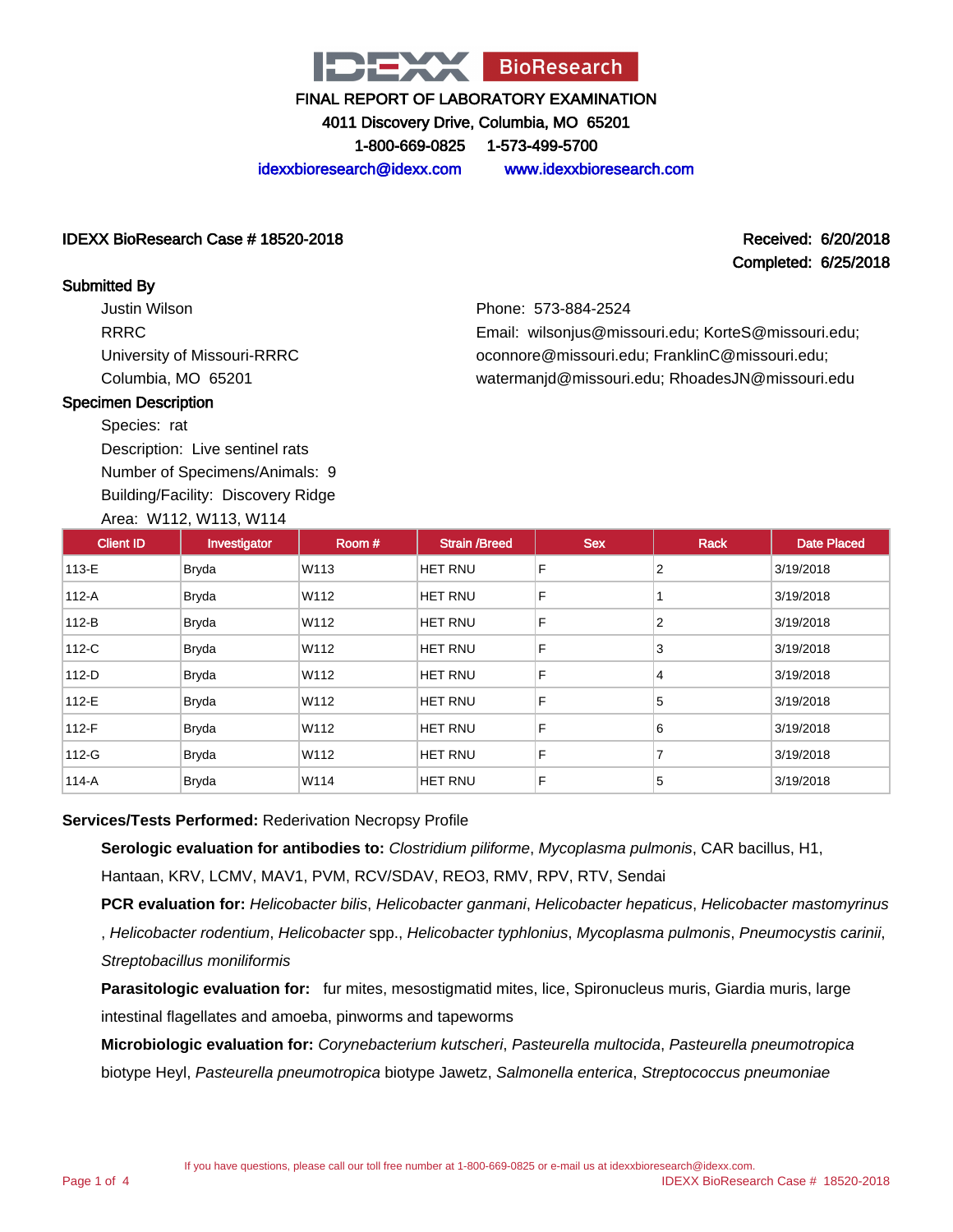IDEXX BioResearch

# FINAL REPORT OF LABORATORY EXAMINATION

4011 Discovery Drive, Columbia, MO 65201

1-800-669-0825 1-573-499-5700

idexxbioresearch@idexx.com www.idexxbioresearch.com

**IDEXX BioResearch Case # 18520-2018**

**Received: 6/20/2018**
**Completed: 6/25/2018**

**Submitted By**

Justin Wilson
RRRC
University of Missouri-RRRC
Columbia, MO 65201

Phone: 573-884-2524
Email: wilsonjus@missouri.edu; KorteS@missouri.edu; oconnore@missouri.edu; FranklinC@missouri.edu; watermanjd@missouri.edu; RhoadesJN@missouri.edu

**Specimen Description**

Species: rat
Description: Live sentinel rats
Number of Specimens/Animals: 9
Building/Facility: Discovery Ridge
Area: W112, W113, W114

| Client ID | Investigator | Room # | Strain /Breed | Sex | Rack | Date Placed |
|---|---|---|---|---|---|---|
| 113-E | Bryda | W113 | HET RNU | F | 2 | 3/19/2018 |
| 112-A | Bryda | W112 | HET RNU | F | 1 | 3/19/2018 |
| 112-B | Bryda | W112 | HET RNU | F | 2 | 3/19/2018 |
| 112-C | Bryda | W112 | HET RNU | F | 3 | 3/19/2018 |
| 112-D | Bryda | W112 | HET RNU | F | 4 | 3/19/2018 |
| 112-E | Bryda | W112 | HET RNU | F | 5 | 3/19/2018 |
| 112-F | Bryda | W112 | HET RNU | F | 6 | 3/19/2018 |
| 112-G | Bryda | W112 | HET RNU | F | 7 | 3/19/2018 |
| 114-A | Bryda | W114 | HET RNU | F | 5 | 3/19/2018 |

**Services/Tests Performed:** Rederivation Necropsy Profile

**Serologic evaluation for antibodies to:** *Clostridium piliforme*, *Mycoplasma pulmonis*, CAR bacillus, H1, Hantaan, KRV, LCMV, MAV1, PVM, RCV/SDAV, REO3, RMV, RPV, RTV, Sendai

**PCR evaluation for:** *Helicobacter bilis*, *Helicobacter ganmani*, *Helicobacter hepaticus*, *Helicobacter mastomyrinus*, *Helicobacter rodentium*, *Helicobacter* spp., *Helicobacter typhlonius*, *Mycoplasma pulmonis*, *Pneumocystis carinii*, *Streptobacillus moniliformis*

**Parasitologic evaluation for:** fur mites, mesostigmatid mites, lice, Spironucleus muris, Giardia muris, large intestinal flagellates and amoeba, pinworms and tapeworms

**Microbiologic evaluation for:** *Corynebacterium kutscheri*, *Pasteurella multocida*, *Pasteurella pneumotropica* biotype Heyl, *Pasteurella pneumotropica* biotype Jawetz, *Salmonella enterica*, *Streptococcus pneumoniae*

If you have questions, please call our toll free number at 1-800-669-0825 or e-mail us at idexxbioresearch@idexx.com.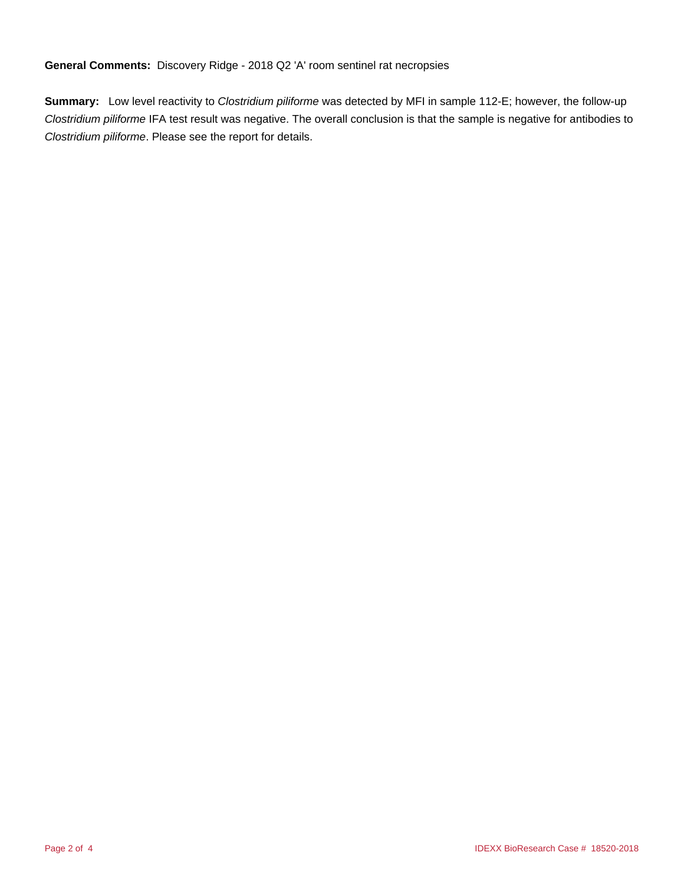**General Comments:** Discovery Ridge - 2018 Q2 'A' room sentinel rat necropsies

**Summary:** Low level reactivity to *Clostridium piliforme* was detected by MFI in sample 112-E; however, the follow-up *Clostridium piliforme* IFA test result was negative. The overall conclusion is that the sample is negative for antibodies to *Clostridium piliforme*. Please see the report for details.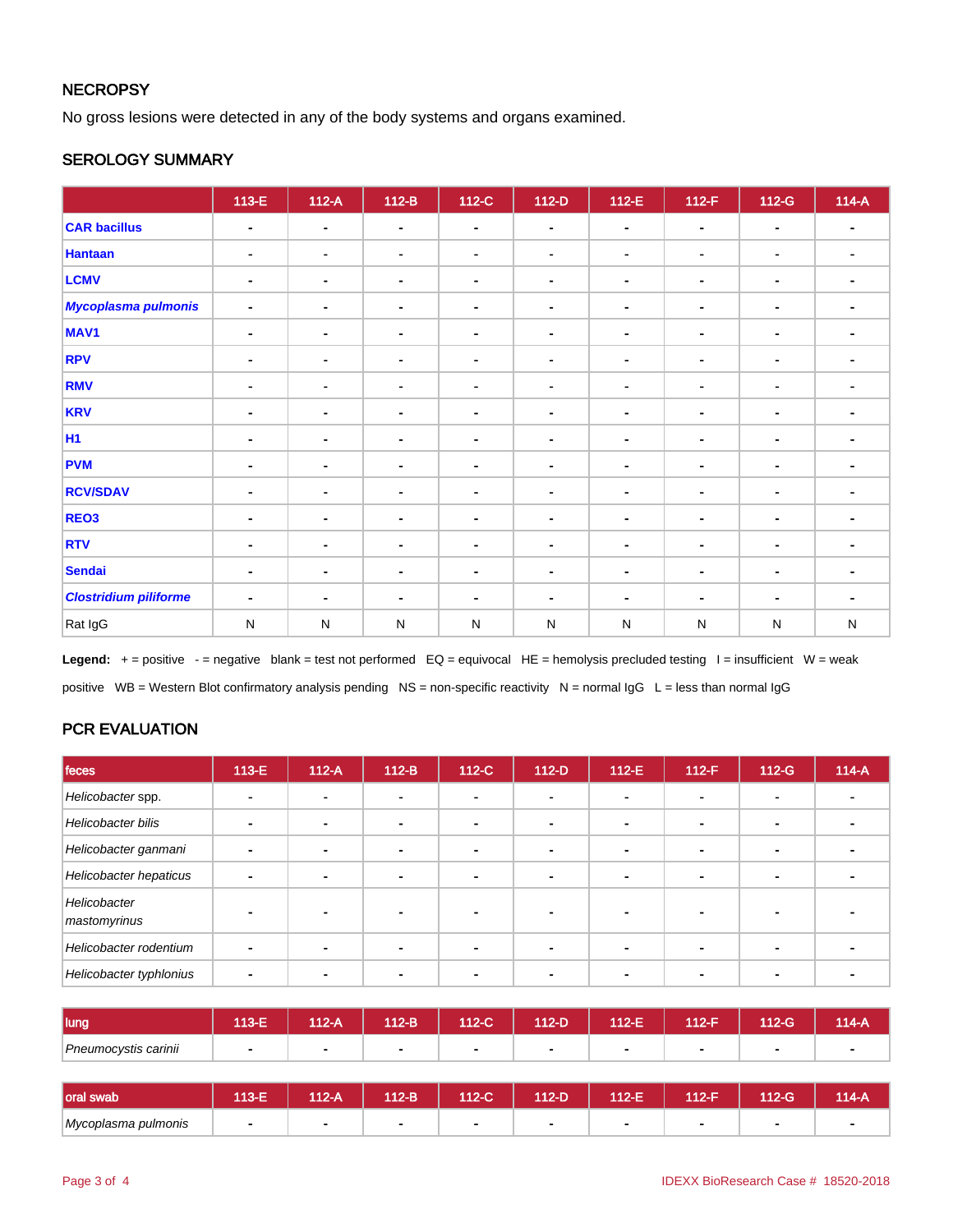## NECROPSY

No gross lesions were detected in any of the body systems and organs examined.

## SEROLOGY SUMMARY

| | 113-E | 112-A | 112-B | 112-C | 112-D | 112-E | 112-F | 112-G | 114-A |
|---|---|---|---|---|---|---|---|---|---|
| **CAR bacillus** | - | - | - | - | - | - | - | - | - |
| **Hantaan** | - | - | - | - | - | - | - | - | - |
| **LCMV** | - | - | - | - | - | - | - | - | - |
| ***Mycoplasma pulmonis*** | - | - | - | - | - | - | - | - | - |
| **MAV1** | - | - | - | - | - | - | - | - | - |
| **RPV** | - | - | - | - | - | - | - | - | - |
| **RMV** | - | - | - | - | - | - | - | - | - |
| **KRV** | - | - | - | - | - | - | - | - | - |
| **H1** | - | - | - | - | - | - | - | - | - |
| **PVM** | - | - | - | - | - | - | - | - | - |
| **RCV/SDAV** | - | - | - | - | - | - | - | - | - |
| **REO3** | - | - | - | - | - | - | - | - | - |
| **RTV** | - | - | - | - | - | - | - | - | - |
| **Sendai** | - | - | - | - | - | - | - | - | - |
| ***Clostridium piliforme*** | - | - | - | - | - | - | - | - | - |
| Rat IgG | N | N | N | N | N | N | N | N | N |

**Legend:** + = positive - = negative blank = test not performed EQ = equivocal HE = hemolysis precluded testing I = insufficient W = weak positive WB = Western Blot confirmatory analysis pending NS = non-specific reactivity N = normal IgG L = less than normal IgG

## PCR EVALUATION

| feces | 113-E | 112-A | 112-B | 112-C | 112-D | 112-E | 112-F | 112-G | 114-A |
|---|---|---|---|---|---|---|---|---|---|
| *Helicobacter* spp. | - | - | - | - | - | - | - | - | - |
| *Helicobacter bilis* | - | - | - | - | - | - | - | - | - |
| *Helicobacter ganmani* | - | - | - | - | - | - | - | - | - |
| *Helicobacter hepaticus* | - | - | - | - | - | - | - | - | - |
| *Helicobacter mastomyrinus* | - | - | - | - | - | - | - | - | - |
| *Helicobacter rodentium* | - | - | - | - | - | - | - | - | - |
| *Helicobacter typhlonius* | - | - | - | - | - | - | - | - | - |

| lung | 113-E | 112-A | 112-B | 112-C | 112-D | 112-E | 112-F | 112-G | 114-A |
|---|---|---|---|---|---|---|---|---|---|
| *Pneumocystis carinii* | - | - | - | - | - | - | - | - | - |

| oral swab | 113-E | 112-A | 112-B | 112-C | 112-D | 112-E | 112-F | 112-G | 114-A |
|---|---|---|---|---|---|---|---|---|---|
| *Mycoplasma pulmonis* | - | - | - | - | - | - | - | - | - |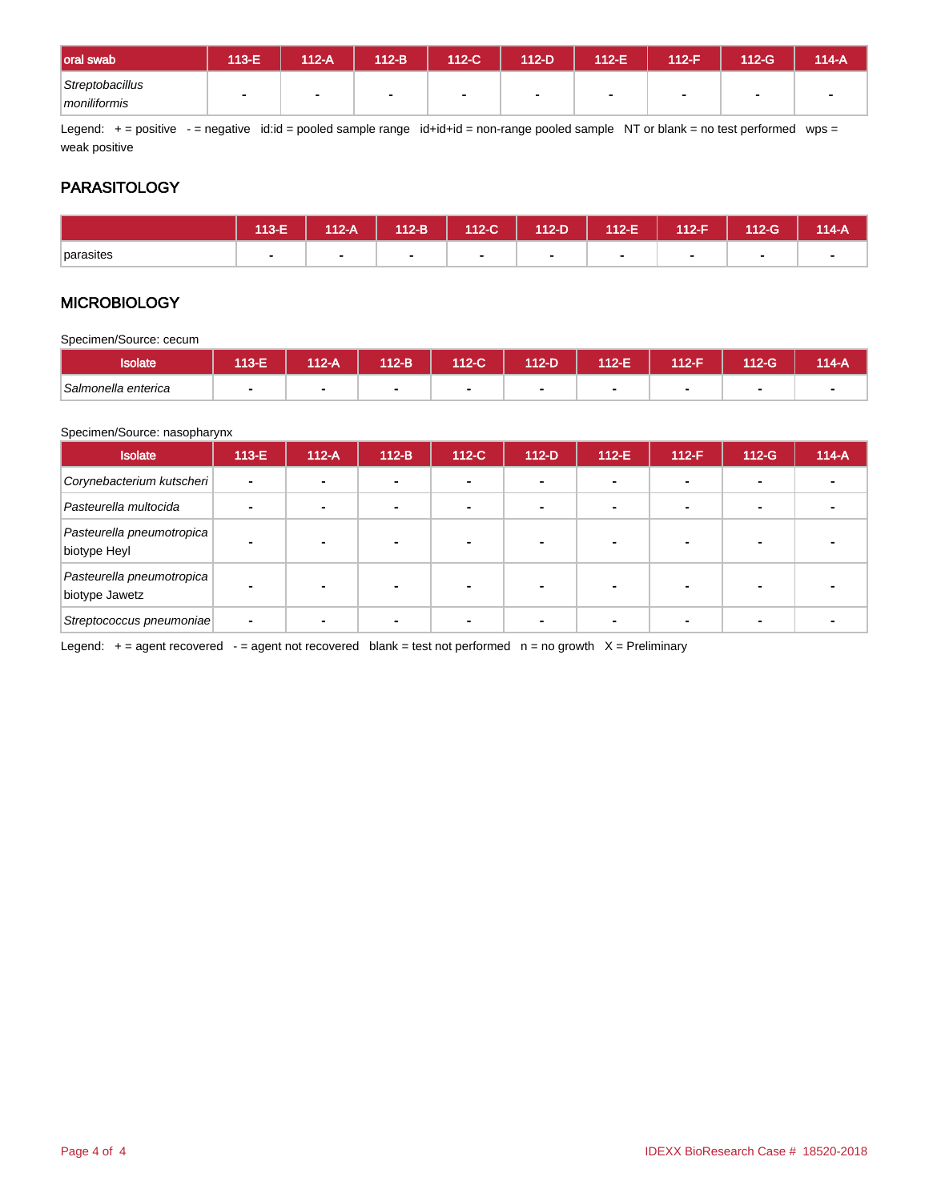| oral swab | 113-E | 112-A | 112-B | 112-C | 112-D | 112-E | 112-F | 112-G | 114-A |
|---|---|---|---|---|---|---|---|---|---|
| *Streptobacillus moniliformis* | - | - | - | - | - | - | - | - | - |

Legend: + = positive - = negative id:id = pooled sample range id+id+id = non-range pooled sample NT or blank = no test performed wps = weak positive

## PARASITOLOGY

| | 113-E | 112-A | 112-B | 112-C | 112-D | 112-E | 112-F | 112-G | 114-A |
|---|---|---|---|---|---|---|---|---|---|
| parasites | - | - | - | - | - | - | - | - | - |

## MICROBIOLOGY

Specimen/Source: cecum

| Isolate | 113-E | 112-A | 112-B | 112-C | 112-D | 112-E | 112-F | 112-G | 114-A |
|---|---|---|---|---|---|---|---|---|---|
| *Salmonella enterica* | - | - | - | - | - | - | - | - | - |

Specimen/Source: nasopharynx

| Isolate | 113-E | 112-A | 112-B | 112-C | 112-D | 112-E | 112-F | 112-G | 114-A |
|---|---|---|---|---|---|---|---|---|---|
| *Corynebacterium kutscheri* | - | - | - | - | - | - | - | - | - |
| *Pasteurella multocida* | - | - | - | - | - | - | - | - | - |
| *Pasteurella pneumotropica* biotype Heyl | - | - | - | - | - | - | - | - | - |
| *Pasteurella pneumotropica* biotype Jawetz | - | - | - | - | - | - | - | - | - |
| *Streptococcus pneumoniae* | - | - | - | - | - | - | - | - | - |

Legend: + = agent recovered - = agent not recovered blank = test not performed n = no growth X = Preliminary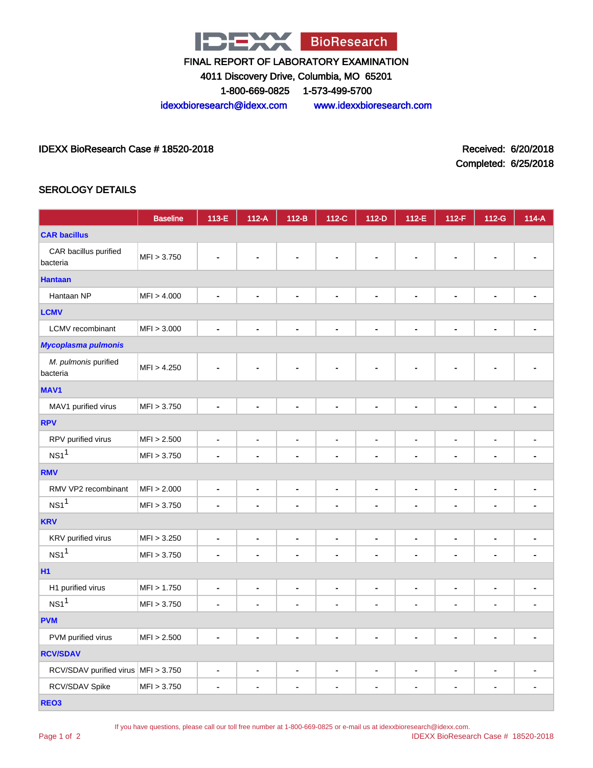FINAL REPORT OF LABORATORY EXAMINATION

4011 Discovery Drive, Columbia, MO 65201

1-800-669-0825 1-573-499-5700

idexxbioresearch@idexx.com www.idexxbioresearch.com

IDEXX BioResearch Case # 18520-2018

Received: 6/20/2018
Completed: 6/25/2018

## SEROLOGY DETAILS

| | Baseline | 113-E | 112-A | 112-B | 112-C | 112-D | 112-E | 112-F | 112-G | 114-A |
|---|---|---|---|---|---|---|---|---|---|---|
| **CAR bacillus** | | | | | | | | | | |
| CAR bacillus purified bacteria | MFI > 3.750 | - | - | - | - | - | - | - | - | - |
| **Hantaan** | | | | | | | | | | |
| Hantaan NP | MFI > 4.000 | - | - | - | - | - | - | - | - | - |
| **LCMV** | | | | | | | | | | |
| LCMV recombinant | MFI > 3.000 | - | - | - | - | - | - | - | - | - |
| ***Mycoplasma pulmonis*** | | | | | | | | | | |
| *M. pulmonis* purified bacteria | MFI > 4.250 | - | - | - | - | - | - | - | - | - |
| **MAV1** | | | | | | | | | | |
| MAV1 purified virus | MFI > 3.750 | - | - | - | - | - | - | - | - | - |
| **RPV** | | | | | | | | | | |
| RPV purified virus | MFI > 2.500 | - | - | - | - | - | - | - | - | - |
| NS1[1] | MFI > 3.750 | - | - | - | - | - | - | - | - | - |
| **RMV** | | | | | | | | | | |
| RMV VP2 recombinant | MFI > 2.000 | - | - | - | - | - | - | - | - | - |
| NS1[1] | MFI > 3.750 | - | - | - | - | - | - | - | - | - |
| **KRV** | | | | | | | | | | |
| KRV purified virus | MFI > 3.250 | - | - | - | - | - | - | - | - | - |
| NS1[1] | MFI > 3.750 | - | - | - | - | - | - | - | - | - |
| **H1** | | | | | | | | | | |
| H1 purified virus | MFI > 1.750 | - | - | - | - | - | - | - | - | - |
| NS1[1] | MFI > 3.750 | - | - | - | - | - | - | - | - | - |
| **PVM** | | | | | | | | | | |
| PVM purified virus | MFI > 2.500 | - | - | - | - | - | - | - | - | - |
| **RCV/SDAV** | | | | | | | | | | |
| RCV/SDAV purified virus | MFI > 3.750 | - | - | - | - | - | - | - | - | - |
| RCV/SDAV Spike | MFI > 3.750 | - | - | - | - | - | - | - | - | - |
| **REO3** | | | | | | | | | | |

If you have questions, please call our toll free number at 1-800-669-0825 or e-mail us at idexxbioresearch@idexx.com.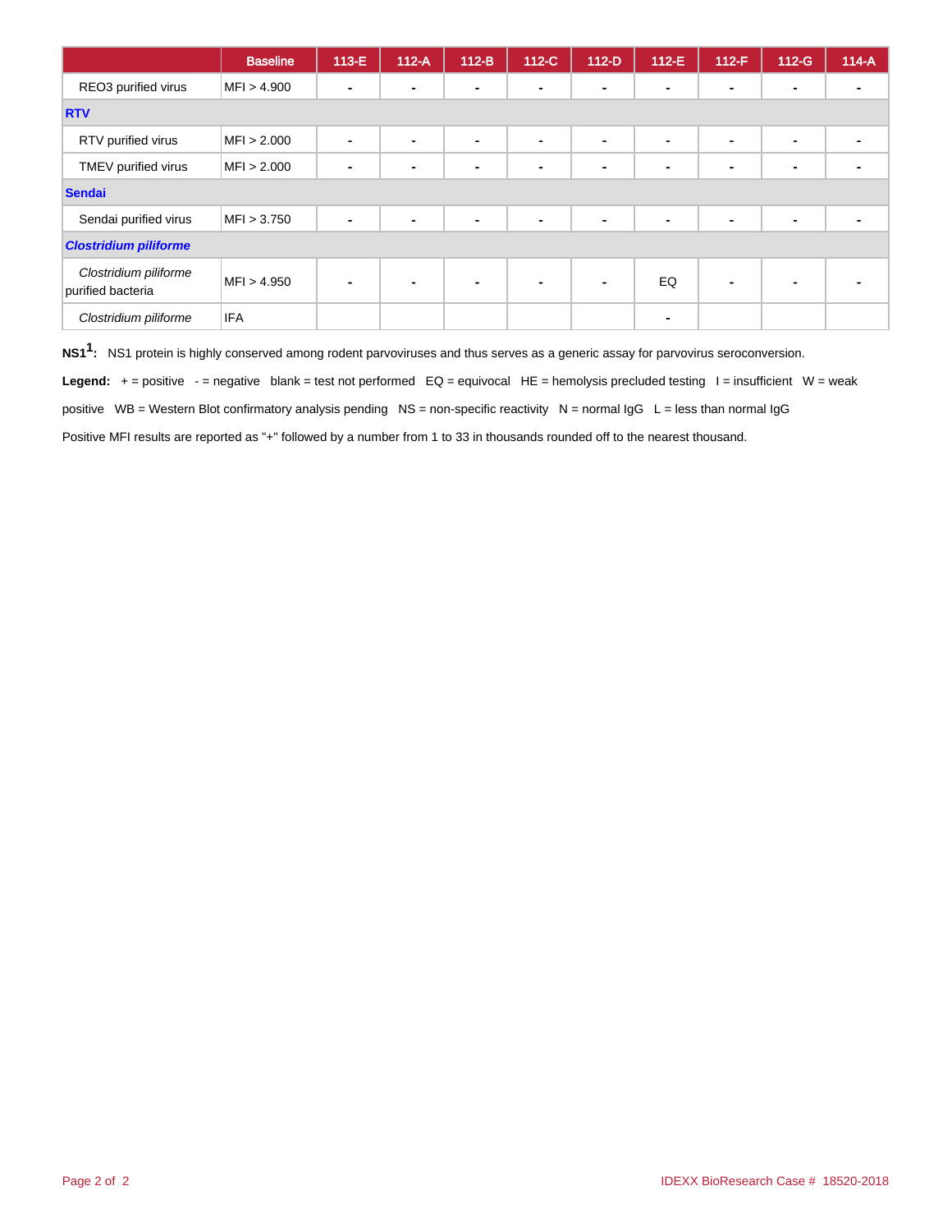| | Baseline | 113-E | 112-A | 112-B | 112-C | 112-D | 112-E | 112-F | 112-G | 114-A |
|---|---|---|---|---|---|---|---|---|---|---|
| REO3 purified virus | MFI > 4.900 | - | - | - | - | - | - | - | - | - |
| **RTV** | | | | | | | | | | |
| RTV purified virus | MFI > 2.000 | - | - | - | - | - | - | - | - | - |
| TMEV purified virus | MFI > 2.000 | - | - | - | - | - | - | - | - | - |
| **Sendai** | | | | | | | | | | |
| Sendai purified virus | MFI > 3.750 | - | - | - | - | - | - | - | - | - |
| ***Clostridium piliforme*** | | | | | | | | | | |
| *Clostridium piliforme* purified bacteria | MFI > 4.950 | - | - | - | - | - | EQ | - | - | - |
| *Clostridium piliforme* | IFA | | | | | | - | | | |

**NS1[1]:** NS1 protein is highly conserved among rodent parvoviruses and thus serves as a generic assay for parvovirus seroconversion.

**Legend:** + = positive - = negative blank = test not performed EQ = equivocal HE = hemolysis precluded testing I = insufficient W = weak positive WB = Western Blot confirmatory analysis pending NS = non-specific reactivity N = normal IgG L = less than normal IgG

Positive MFI results are reported as "+" followed by a number from 1 to 33 in thousands rounded off to the nearest thousand.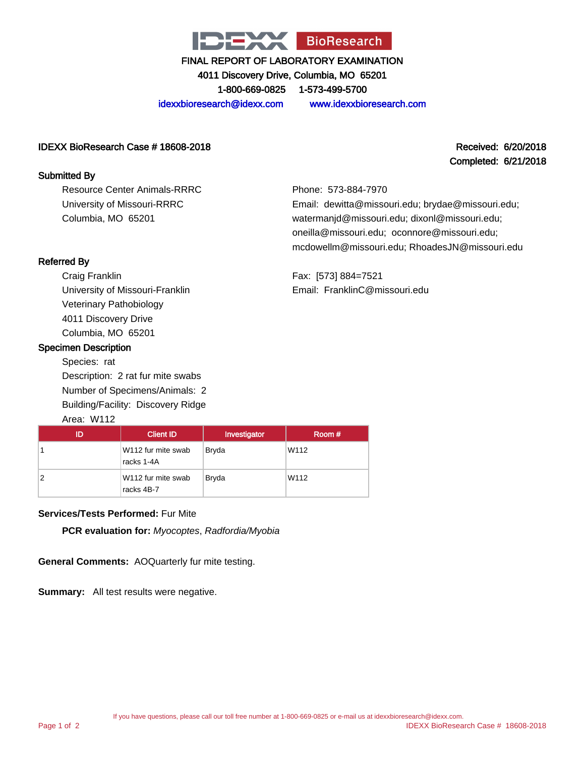# IDEXX BioResearch

**FINAL REPORT OF LABORATORY EXAMINATION**

4011 Discovery Drive, Columbia, MO 65201

1-800-669-0825 1-573-499-5700

idexxbioresearch@idexx.com www.idexxbioresearch.com

**IDEXX BioResearch Case # 18608-2018**

**Received: 6/20/2018**
**Completed: 6/21/2018**

## Submitted By

Resource Center Animals-RRRC
University of Missouri-RRRC
Columbia, MO 65201

Phone: 573-884-7970
Email: dewitta@missouri.edu; brydae@missouri.edu; watermanjd@missouri.edu; dixonl@missouri.edu; oneilla@missouri.edu; oconnore@missouri.edu; mcdowellm@missouri.edu; RhoadesJN@missouri.edu

## Referred By

Craig Franklin
University of Missouri-Franklin
Veterinary Pathobiology
4011 Discovery Drive
Columbia, MO 65201

Fax: [573] 884=7521
Email: FranklinC@missouri.edu

## Specimen Description

Species: rat
Description: 2 rat fur mite swabs
Number of Specimens/Animals: 2
Building/Facility: Discovery Ridge
Area: W112

| ID | Client ID | Investigator | Room # |
|---|---|---|---|
| 1 | W112 fur mite swab racks 1-4A | Bryda | W112 |
| 2 | W112 fur mite swab racks 4B-7 | Bryda | W112 |

**Services/Tests Performed:** Fur Mite

**PCR evaluation for:** *Myocoptes*, *Radfordia/Myobia*

**General Comments:** AOQuarterly fur mite testing.

**Summary:** All test results were negative.

If you have questions, please call our toll free number at 1-800-669-0825 or e-mail us at idexxbioresearch@idexx.com.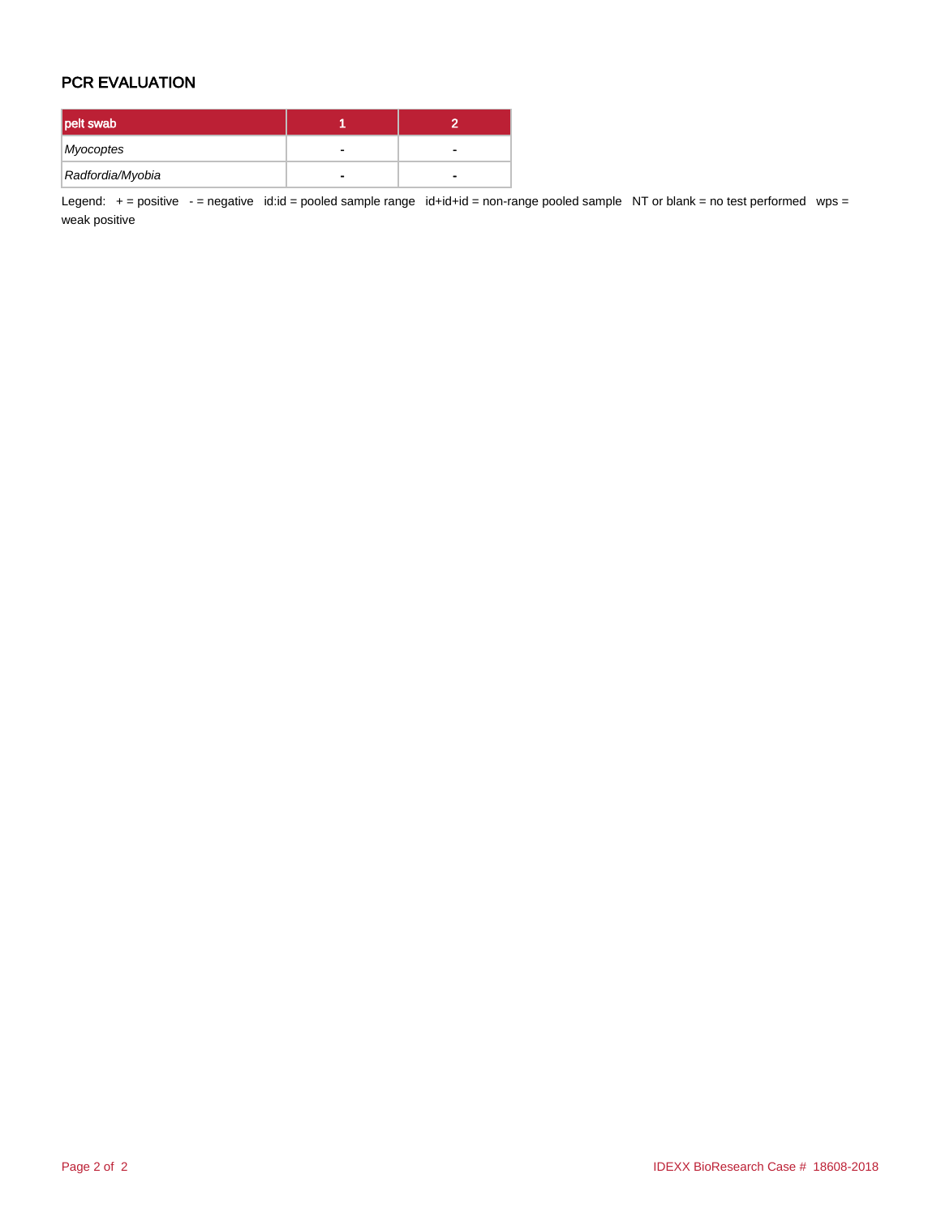## PCR EVALUATION

| pelt swab | 1 | 2 |
|---|---|---|
| *Myocoptes* | - | - |
| *Radfordia/Myobia* | - | - |

Legend: + = positive - = negative id:id = pooled sample range id+id+id = non-range pooled sample NT or blank = no test performed wps = weak positive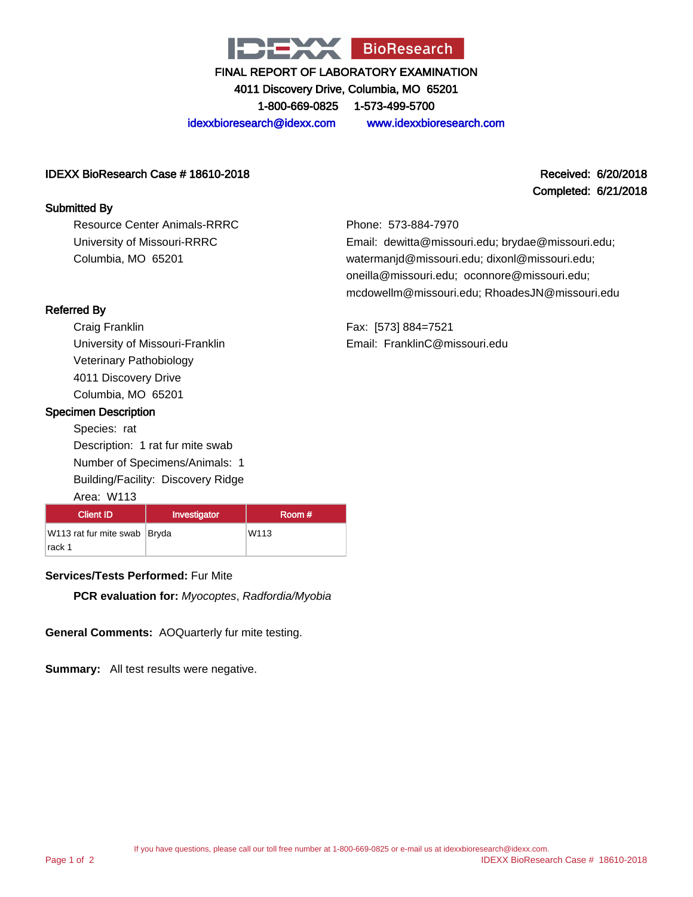IDEXX BioResearch

FINAL REPORT OF LABORATORY EXAMINATION
4011 Discovery Drive, Columbia, MO 65201
1-800-669-0825 1-573-499-5700
idexxbioresearch@idexx.com www.idexxbioresearch.com

**IDEXX BioResearch Case # 18610-2018**

**Received: 6/20/2018**
**Completed: 6/21/2018**

**Submitted By**

Resource Center Animals-RRRC
University of Missouri-RRRC
Columbia, MO 65201

Phone: 573-884-7970
Email: dewitta@missouri.edu; brydae@missouri.edu; watermanjd@missouri.edu; dixonl@missouri.edu; oneilla@missouri.edu; oconnore@missouri.edu; mcdowellm@missouri.edu; RhoadesJN@missouri.edu

**Referred By**

Craig Franklin
University of Missouri-Franklin
Veterinary Pathobiology
4011 Discovery Drive
Columbia, MO 65201

Fax: [573] 884=7521
Email: FranklinC@missouri.edu

**Specimen Description**

Species: rat
Description: 1 rat fur mite swab
Number of Specimens/Animals: 1
Building/Facility: Discovery Ridge
Area: W113

| Client ID | Investigator | Room # |
|---|---|---|
| W113 rat fur mite swab rack 1 | Bryda | W113 |

**Services/Tests Performed:** Fur Mite

**PCR evaluation for:** *Myocoptes*, *Radfordia/Myobia*

**General Comments:** AOQuarterly fur mite testing.

**Summary:** All test results were negative.

If you have questions, please call our toll free number at 1-800-669-0825 or e-mail us at idexxbioresearch@idexx.com.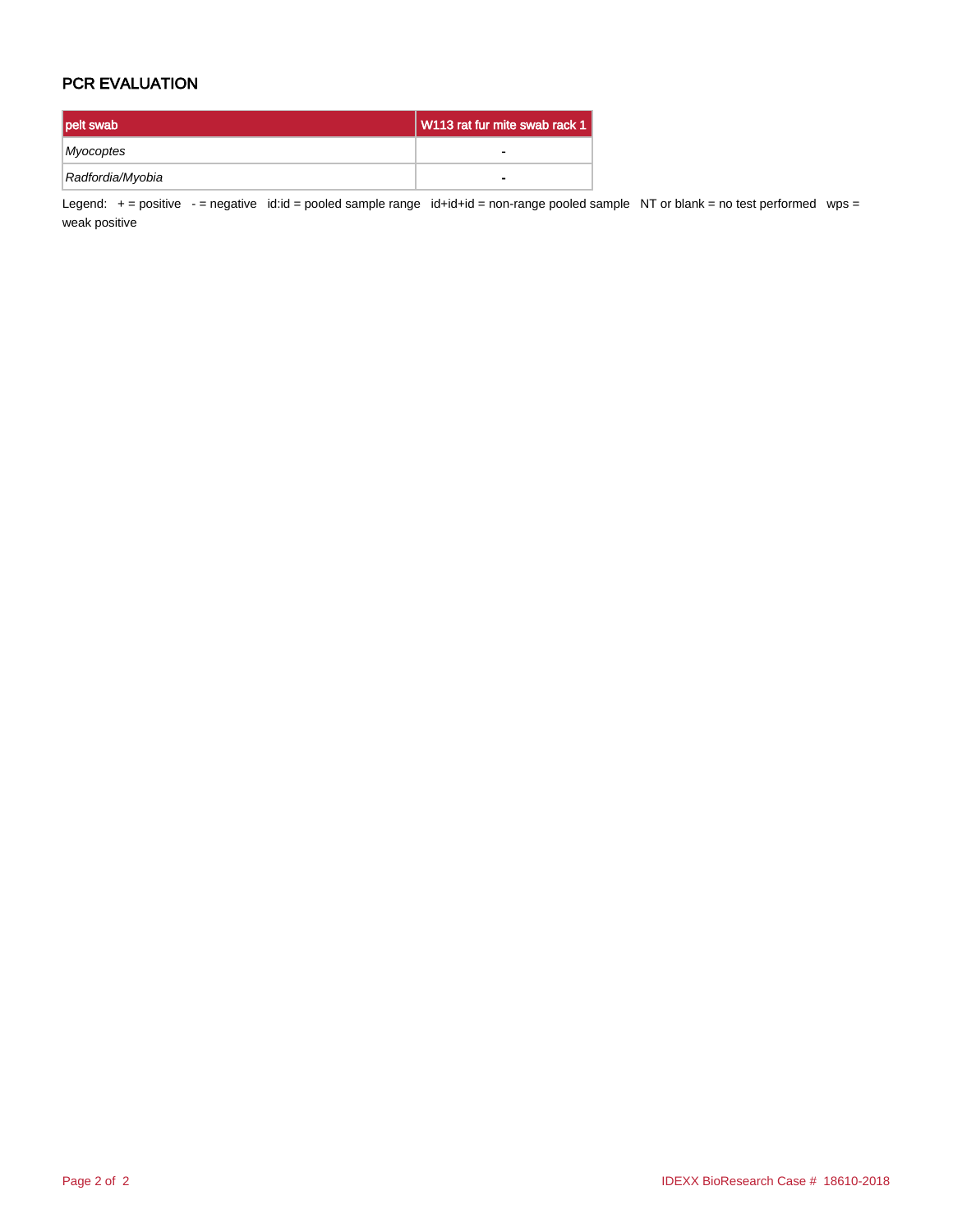## PCR EVALUATION

| pelt swab | W113 rat fur mite swab rack 1 |
|---|---|
| *Myocoptes* | - |
| *Radfordia/Myobia* | - |

Legend: + = positive - = negative id:id = pooled sample range id+id+id = non-range pooled sample NT or blank = no test performed wps = weak positive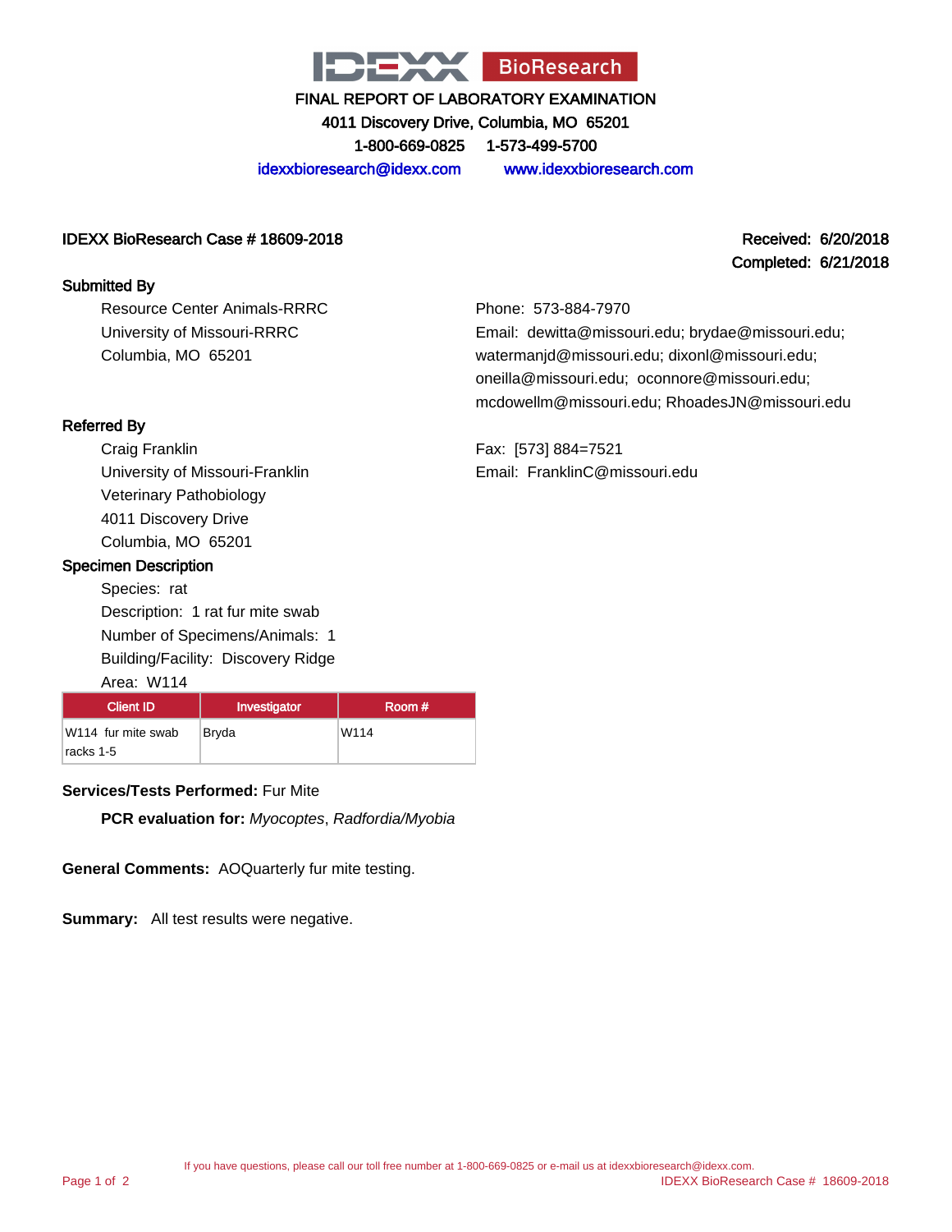# IDEXX BioResearch

## FINAL REPORT OF LABORATORY EXAMINATION

4011 Discovery Drive, Columbia, MO 65201

1-800-669-0825 1-573-499-5700

idexxbioresearch@idexx.com www.idexxbioresearch.com

**IDEXX BioResearch Case # 18609-2018**

**Received: 6/20/2018**
**Completed: 6/21/2018**

### Submitted By

Resource Center Animals-RRRC
University of Missouri-RRRC
Columbia, MO 65201

Phone: 573-884-7970
Email: dewitta@missouri.edu; brydae@missouri.edu; watermanjd@missouri.edu; dixonl@missouri.edu; oneilla@missouri.edu; oconnore@missouri.edu; mcdowellm@missouri.edu; RhoadesJN@missouri.edu

### Referred By

Craig Franklin
University of Missouri-Franklin
Veterinary Pathobiology
4011 Discovery Drive
Columbia, MO 65201

Fax: [573] 884=7521
Email: FranklinC@missouri.edu

### Specimen Description

Species: rat
Description: 1 rat fur mite swab
Number of Specimens/Animals: 1
Building/Facility: Discovery Ridge
Area: W114

| Client ID | Investigator | Room # |
|---|---|---|
| W114 fur mite swab racks 1-5 | Bryda | W114 |

**Services/Tests Performed:** Fur Mite

**PCR evaluation for:** *Myocoptes*, *Radfordia/Myobia*

**General Comments:** AOQuarterly fur mite testing.

**Summary:** All test results were negative.

If you have questions, please call our toll free number at 1-800-669-0825 or e-mail us at idexxbioresearch@idexx.com.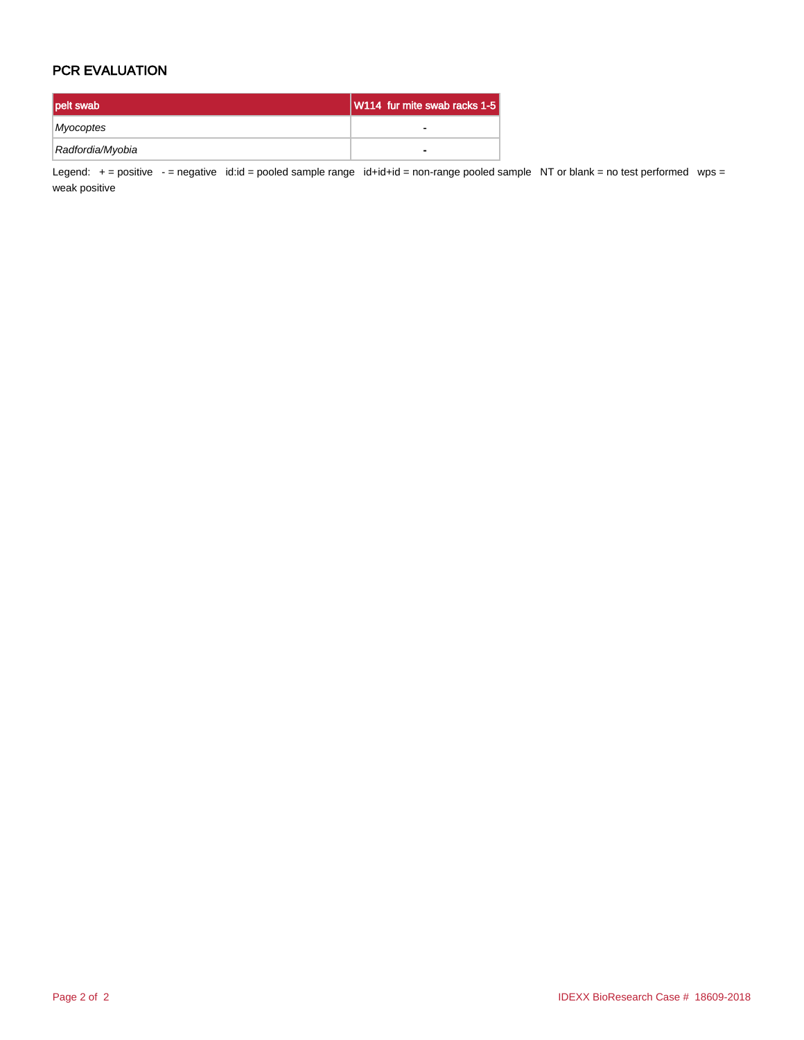## PCR EVALUATION

| pelt swab | W114 fur mite swab racks 1-5 |
|---|---|
| *Myocoptes* | - |
| *Radfordia/Myobia* | - |

Legend: + = positive - = negative id:id = pooled sample range id+id+id = non-range pooled sample NT or blank = no test performed wps = weak positive

IDEXX BioResearch Case # 18609-2018